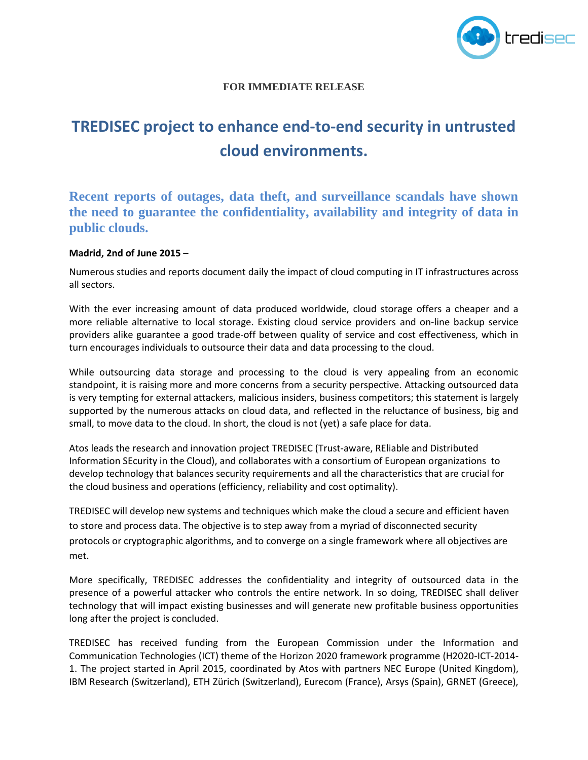**FOR IMMEDIATE RELEASE**

# TREDISEC project to enhance end-to-end security in untrusted cloud environments.

## Recent reports of outages, data theft, and surveillance scandals have shown the need to guarantee the confidentiality, availability and integrity of data in public clouds.

**Madrid, 2nd of June 2015** –

Numerous studies and reports document daily the impact of cloud computing in IT infrastructures across all sectors.

With the ever increasing amount of data produced worldwide, cloud storage offers a cheaper and a more reliable alternative to local storage. Existing cloud service providers and on-line backup service providers alike guarantee a good trade-off between quality of service and cost effectiveness, which in turn encourages individuals to outsource their data and data processing to the cloud.

While outsourcing data storage and processing to the cloud is very appealing from an economic standpoint, it is raising more and more concerns from a security perspective. Attacking outsourced data is very tempting for external attackers, malicious insiders, business competitors; this statement is largely supported by the numerous attacks on cloud data, and reflected in the reluctance of business, big and small, to move data to the cloud. In short, the cloud is not (yet) a safe place for data.

Atos leads the research and innovation project TREDISEC (Trust-aware, REliable and Distributed Information SEcurity in the Cloud), and collaborates with a consortium of European organizations to develop technology that balances security requirements and all the characteristics that are crucial for the cloud business and operations (efficiency, reliability and cost optimality).

TREDISEC will develop new systems and techniques which make the cloud a secure and efficient haven to store and process data. The objective is to step away from a myriad of disconnected security protocols or cryptographic algorithms, and to converge on a single framework where all objectives are met.

More specifically, TREDISEC addresses the confidentiality and integrity of outsourced data in the presence of a powerful attacker who controls the entire network. In so doing, TREDISEC shall deliver technology that will impact existing businesses and will generate new profitable business opportunities long after the project is concluded.

TREDISEC has received funding from the European Commission under the Information and Communication Technologies (ICT) theme of the Horizon 2020 framework programme (H2020-ICT-2014-1. The project started in April 2015, coordinated by Atos with partners NEC Europe (United Kingdom), IBM Research (Switzerland), ETH Zürich (Switzerland), Eurecom (France), Arsys (Spain), GRNET (Greece),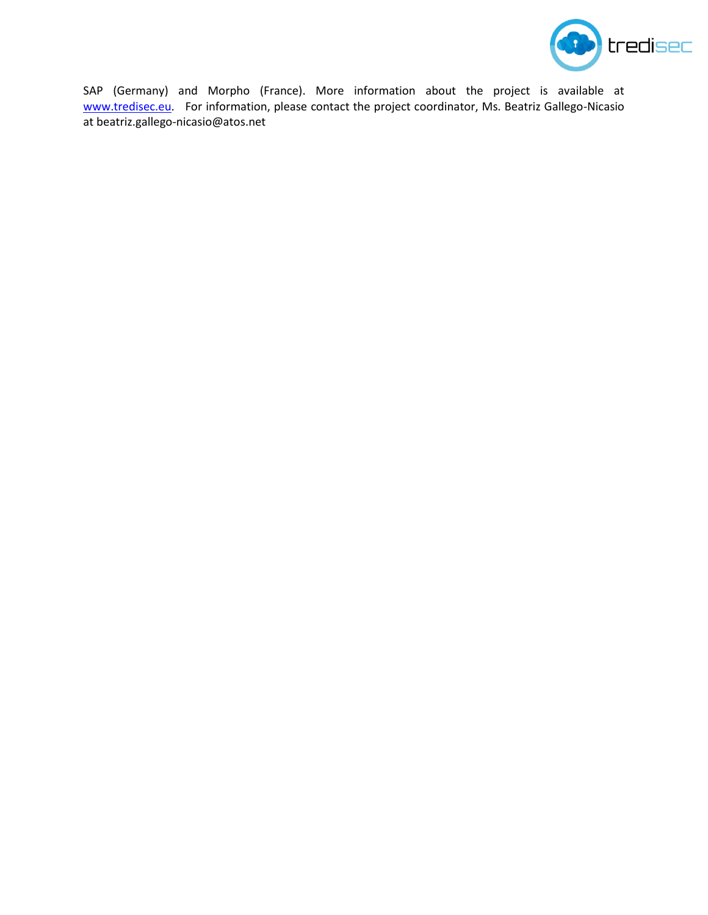SAP (Germany) and Morpho (France). More information about the project is available at www.tredisec.eu. For information, please contact the project coordinator, Ms. Beatriz Gallego-Nicasio at beatriz.gallego-nicasio@atos.net